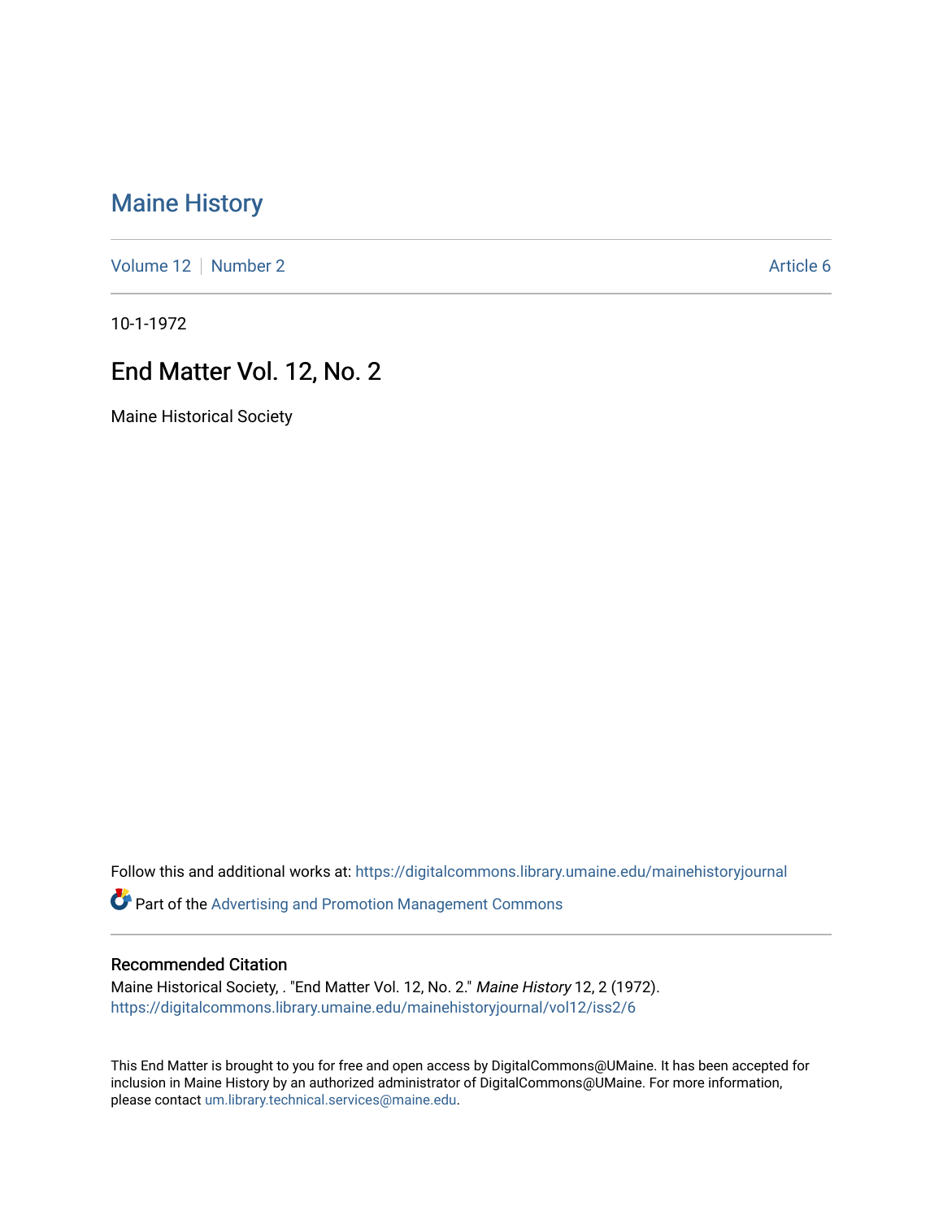# Maine History

Volume 12 | Number 2 | Article 6

10-1-1972

## End Matter Vol. 12, No. 2

Maine Historical Society

Follow this and additional works at: https://digitalcommons.library.umaine.edu/mainehistoryjournal

Part of the Advertising and Promotion Management Commons

### Recommended Citation

Maine Historical Society, . "End Matter Vol. 12, No. 2." *Maine History* 12, 2 (1972).
https://digitalcommons.library.umaine.edu/mainehistoryjournal/vol12/iss2/6

This End Matter is brought to you for free and open access by DigitalCommons@UMaine. It has been accepted for inclusion in Maine History by an authorized administrator of DigitalCommons@UMaine. For more information, please contact um.library.technical.services@maine.edu.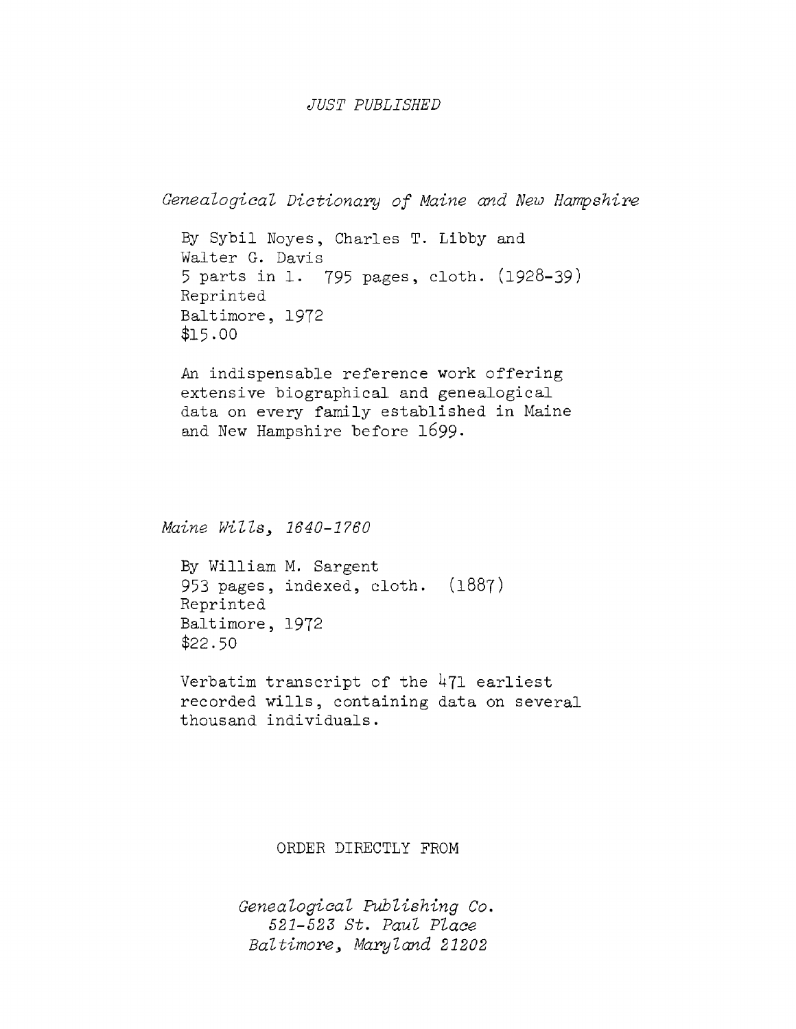*JUST PUBLISHED*

*Genealogical Dictionary of Maine and New Hampshire*

By Sybil Noyes, Charles T. Libby and Walter G. Davis
5 parts in 1. 795 pages, cloth. (1928-39)
Reprinted
Baltimore, 1972
$15.00

An indispensable reference work offering extensive biographical and genealogical data on every family established in Maine and New Hampshire before 1699.

*Maine Wills, 1640-1760*

By William M. Sargent
953 pages, indexed, cloth. (1887)
Reprinted
Baltimore, 1972
$22.50

Verbatim transcript of the 471 earliest recorded wills, containing data on several thousand individuals.

ORDER DIRECTLY FROM

*Genealogical Publishing Co.*
*521-523 St. Paul Place*
*Baltimore, Maryland 21202*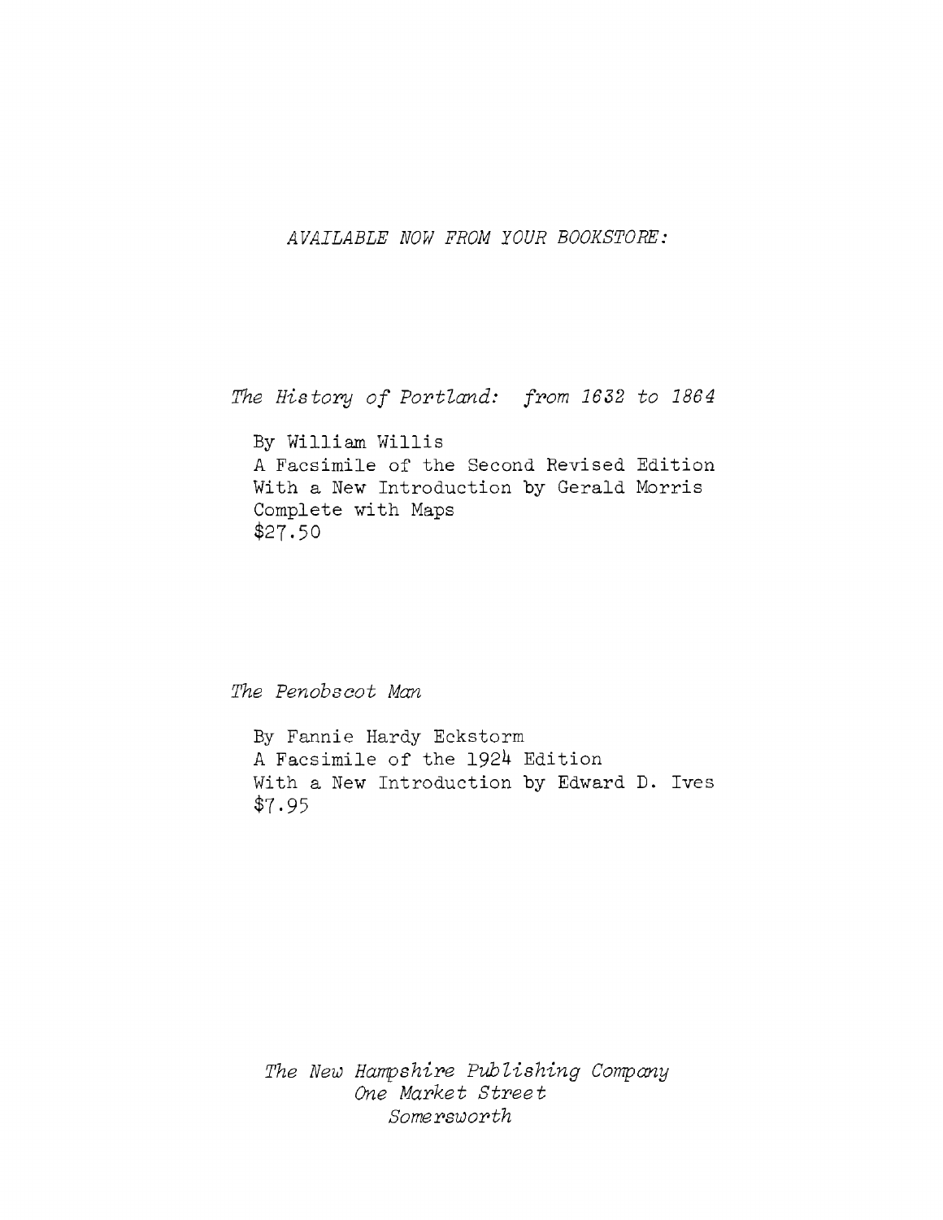*AVAILABLE NOW FROM YOUR BOOKSTORE:*

*The History of Portland: from 1632 to 1864*

By William Willis
A Facsimile of the Second Revised Edition
With a New Introduction by Gerald Morris
Complete with Maps
$27.50

*The Penobscot Man*

By Fannie Hardy Eckstorm
A Facsimile of the 1924 Edition
With a New Introduction by Edward D. Ives
$7.95

*The New Hampshire Publishing Company*
*One Market Street*
*Somersworth*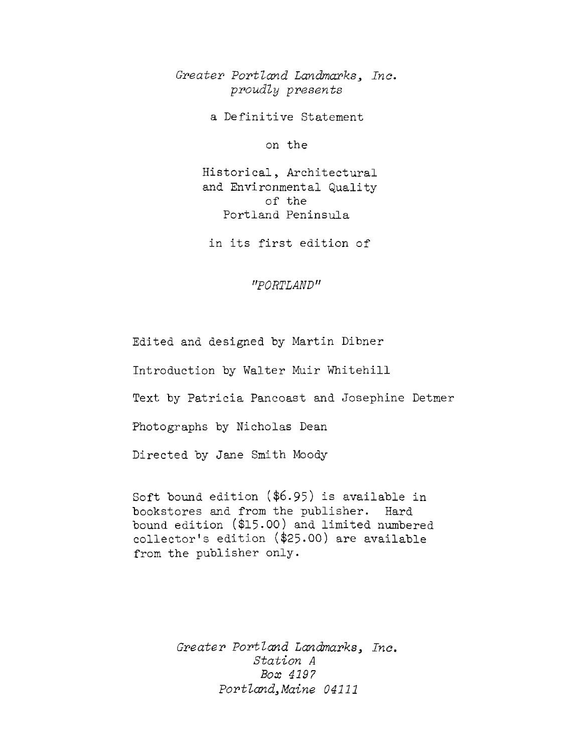*Greater Portland Landmarks, Inc.*
*proudly presents*

a Definitive Statement

on the

Historical, Architectural
and Environmental Quality
of the
Portland Peninsula

in its first edition of

*"PORTLAND"*

Edited and designed by Martin Dibner

Introduction by Walter Muir Whitehill

Text by Patricia Pancoast and Josephine Detmer

Photographs by Nicholas Dean

Directed by Jane Smith Moody

Soft bound edition ($6.95) is available in bookstores and from the publisher. Hard bound edition ($15.00) and limited numbered collector's edition ($25.00) are available from the publisher only.

*Greater Portland Landmarks, Inc.*
*Station A*
*Box 4197*
*Portland,Maine 04111*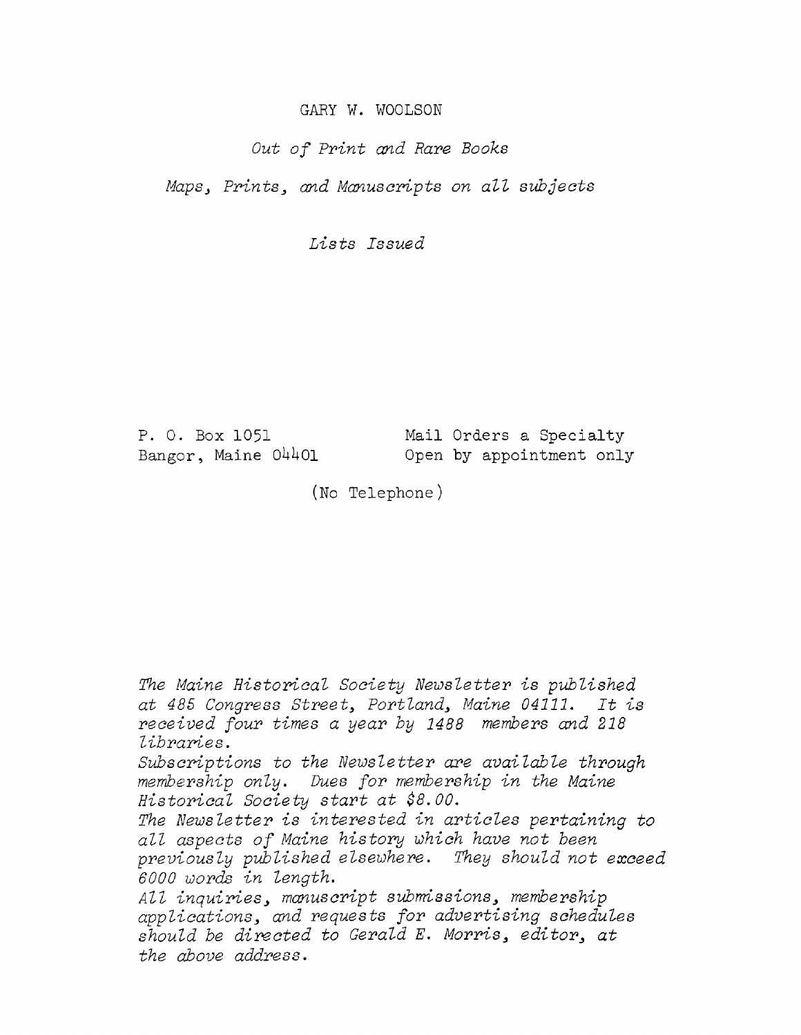GARY W. WOOLSON

*Out of Print and Rare Books*

*Maps, Prints, and Manuscripts on all subjects*

*Lists Issued*

P. O. Box 1051
Bangor, Maine 04401

Mail Orders a Specialty
Open by appointment only

(No Telephone)

*The Maine Historical Society Newsletter is published at 485 Congress Street, Portland, Maine 04111. It is received four times a year by 1488 members and 218 libraries.*

*Subscriptions to the Newsletter are available through membership only. Dues for membership in the Maine Historical Society start at $8.00.*

*The Newsletter is interested in articles pertaining to all aspects of Maine history which have not been previously published elsewhere. They should not exceed 6000 words in length.*

*All inquiries, manuscript submissions, membership applications, and requests for advertising schedules should be directed to Gerald E. Morris, editor, at the above address.*